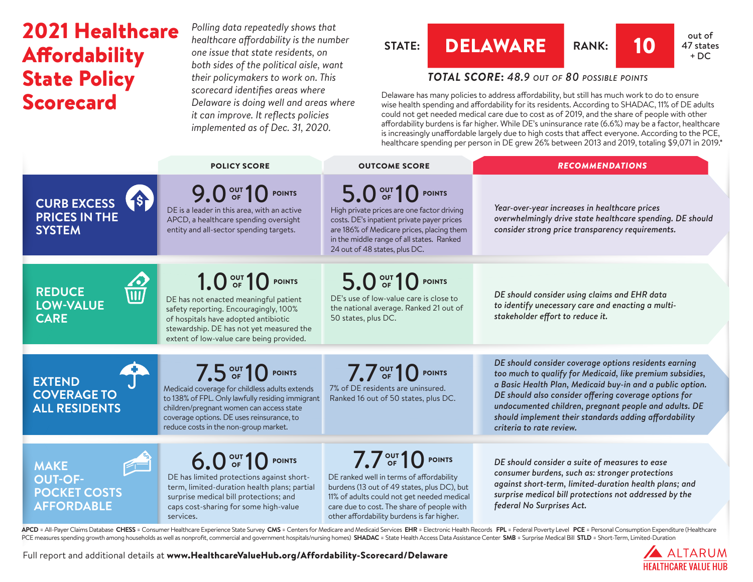# 2021 Healthcare Affordability State Policy Scorecard

*Polling data repeatedly shows that healthcare affordability is the number one issue that state residents, on both sides of the political aisle, want their policymakers to work on. This scorecard identifies areas where Delaware is doing well and areas where it can improve. It reflects policies implemented as of Dec. 31, 2020.*

**STATE: DELAWARE** | **RANK: 10** out of 47 states + DC

***TOTAL SCORE: 48.9** OUT OF **80** POSSIBLE POINTS*

Delaware has many policies to address affordability, but still has much work to do to ensure wise health spending and affordability for its residents. According to SHADAC, 11% of DE adults could not get needed medical care due to cost as of 2019, and the share of people with other affordability burdens is far higher. While DE's uninsurance rate (6.6%) may be a factor, healthcare is increasingly unaffordable largely due to high costs that affect everyone. According to the PCE, healthcare spending per person in DE grew 26% between 2013 and 2019, totaling $9,071 in 2019.*

| | POLICY SCORE | OUTCOME SCORE | RECOMMENDATIONS |
|---|---|---|---|
| **CURB EXCESS PRICES IN THE SYSTEM** | **9.0 OUT OF 10 POINTS** DE is a leader in this area, with an active APCD, a healthcare spending oversight entity and all-sector spending targets. | **5.0 OUT OF 10 POINTS** High private prices are one factor driving costs. DE's inpatient private payer prices are 186% of Medicare prices, placing them in the middle range of all states. Ranked 24 out of 48 states, plus DC. | *Year-over-year increases in healthcare prices overwhelmingly drive state healthcare spending. DE should consider strong price transparency requirements.* |
| **REDUCE LOW-VALUE CARE** | **1.0 OUT OF 10 POINTS** DE has not enacted meaningful patient safety reporting. Encouragingly, 100% of hospitals have adopted antibiotic stewardship. DE has not yet measured the extent of low-value care being provided. | **5.0 OUT OF 10 POINTS** DE's use of low-value care is close to the national average. Ranked 21 out of 50 states, plus DC. | *DE should consider using claims and EHR data to identify unnecessary care and enacting a multi-stakeholder effort to reduce it.* |
| **EXTEND COVERAGE TO ALL RESIDENTS** | **7.5 OUT OF 10 POINTS** Medicaid coverage for childless adults extends to 138% of FPL. Only lawfully residing immigrant children/pregnant women can access state coverage options. DE uses reinsurance, to reduce costs in the non-group market. | **7.7 OUT OF 10 POINTS** 7% of DE residents are uninsured. Ranked 16 out of 50 states, plus DC. | *DE should consider coverage options residents earning too much to qualify for Medicaid, like premium subsidies, a Basic Health Plan, Medicaid buy-in and a public option. DE should also consider offering coverage options for undocumented children, pregnant people and adults. DE should implement their standards adding affordability criteria to rate review.* |
| **MAKE OUT-OF-POCKET COSTS AFFORDABLE** | **6.0 OUT OF 10 POINTS** DE has limited protections against short-term, limited-duration health plans; partial surprise medical bill protections; and caps cost-sharing for some high-value services. | **7.7 OUT OF 10 POINTS** DE ranked well in terms of affordability burdens (13 out of 49 states, plus DC), but 11% of adults could not get needed medical care due to cost. The share of people with other affordability burdens is far higher. | *DE should consider a suite of measures to ease consumer burdens, such as: stronger protections against short-term, limited-duration health plans; and surprise medical bill protections not addressed by the federal No Surprises Act.* |

**APCD** = All-Payer Claims Database **CHESS** = Consumer Healthcare Experience State Survey **CMS** = Centers for Medicare and Medicaid Services **EHR** = Electronic Health Records **FPL** = Federal Poverty Level **PCE** = Personal Consumption Expenditure (Healthcare PCE measures spending growth among households as well as nonprofit, commercial and government hospitals/nursing homes) **SHADAC** = State Health Access Data Assistance Center **SMB** = Surprise Medical Bill **STLD** = Short-Term, Limited-Duration

Full report and additional details at **www.HealthcareValueHub.org/Affordability-Scorecard/Delaware**

ALTARUM HEALTHCARE VALUE HUB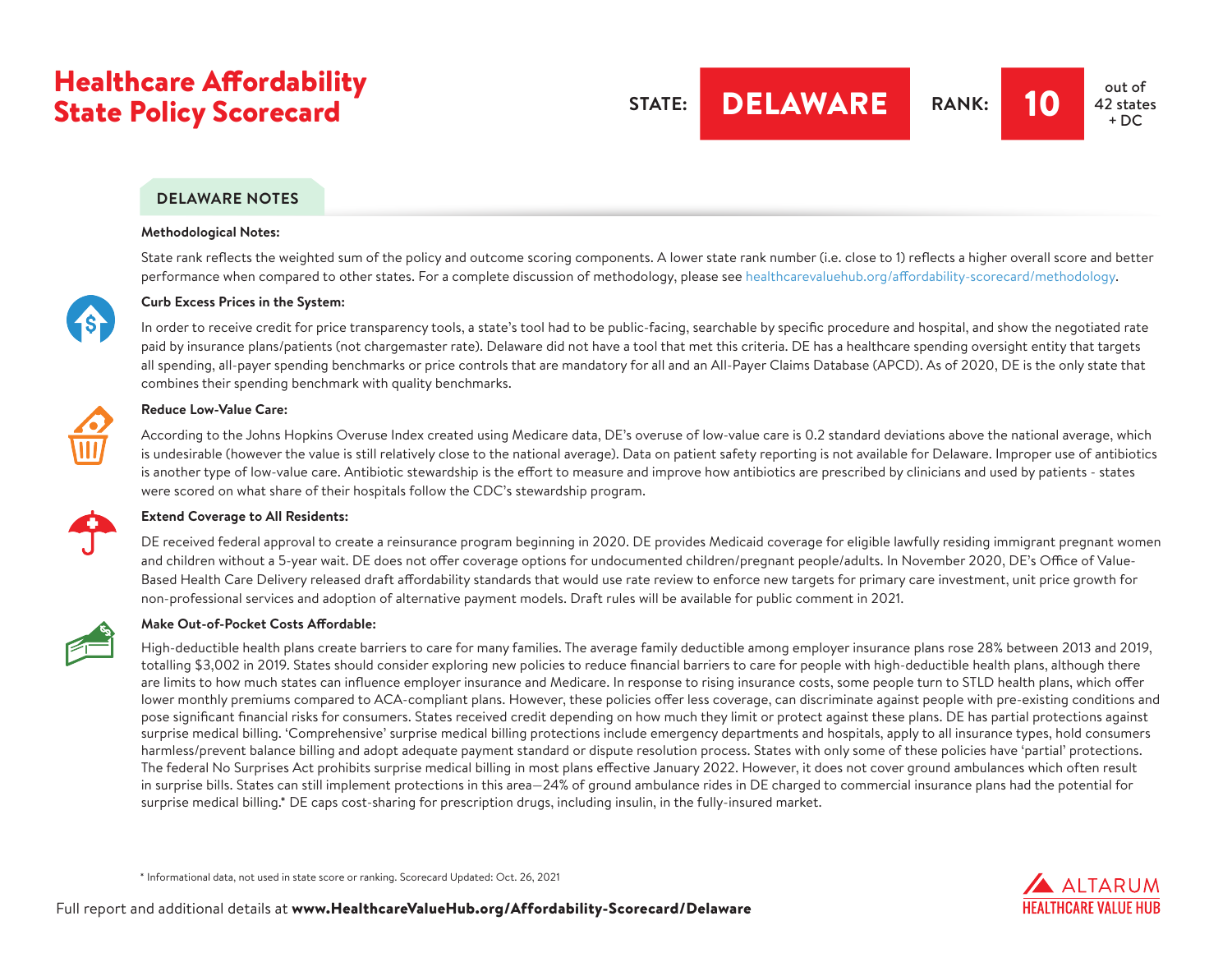# Healthcare Affordability State Policy Scorecard

**STATE: DELAWARE** **RANK: 10** out of 42 states + DC

## DELAWARE NOTES

**Methodological Notes:**

State rank reflects the weighted sum of the policy and outcome scoring components. A lower state rank number (i.e. close to 1) reflects a higher overall score and better performance when compared to other states. For a complete discussion of methodology, please see healthcarevaluehub.org/affordability-scorecard/methodology.

**Curb Excess Prices in the System:**

In order to receive credit for price transparency tools, a state's tool had to be public-facing, searchable by specific procedure and hospital, and show the negotiated rate paid by insurance plans/patients (not chargemaster rate). Delaware did not have a tool that met this criteria. DE has a healthcare spending oversight entity that targets all spending, all-payer spending benchmarks or price controls that are mandatory for all and an All-Payer Claims Database (APCD). As of 2020, DE is the only state that combines their spending benchmark with quality benchmarks.

**Reduce Low-Value Care:**

According to the Johns Hopkins Overuse Index created using Medicare data, DE's overuse of low-value care is 0.2 standard deviations above the national average, which is undesirable (however the value is still relatively close to the national average). Data on patient safety reporting is not available for Delaware. Improper use of antibiotics is another type of low-value care. Antibiotic stewardship is the effort to measure and improve how antibiotics are prescribed by clinicians and used by patients - states were scored on what share of their hospitals follow the CDC's stewardship program.

**Extend Coverage to All Residents:**

DE received federal approval to create a reinsurance program beginning in 2020. DE provides Medicaid coverage for eligible lawfully residing immigrant pregnant women and children without a 5-year wait. DE does not offer coverage options for undocumented children/pregnant people/adults. In November 2020, DE's Office of Value-Based Health Care Delivery released draft affordability standards that would use rate review to enforce new targets for primary care investment, unit price growth for non-professional services and adoption of alternative payment models. Draft rules will be available for public comment in 2021.

**Make Out-of-Pocket Costs Affordable:**

High-deductible health plans create barriers to care for many families. The average family deductible among employer insurance plans rose 28% between 2013 and 2019, totalling $3,002 in 2019. States should consider exploring new policies to reduce financial barriers to care for people with high-deductible health plans, although there are limits to how much states can influence employer insurance and Medicare. In response to rising insurance costs, some people turn to STLD health plans, which offer lower monthly premiums compared to ACA-compliant plans. However, these policies offer less coverage, can discriminate against people with pre-existing conditions and pose significant financial risks for consumers. States received credit depending on how much they limit or protect against these plans. DE has partial protections against surprise medical billing. 'Comprehensive' surprise medical billing protections include emergency departments and hospitals, apply to all insurance types, hold consumers harmless/prevent balance billing and adopt adequate payment standard or dispute resolution process. States with only some of these policies have 'partial' protections. The federal No Surprises Act prohibits surprise medical billing in most plans effective January 2022. However, it does not cover ground ambulances which often result in surprise bills. States can still implement protections in this area—24% of ground ambulance rides in DE charged to commercial insurance plans had the potential for surprise medical billing.* DE caps cost-sharing for prescription drugs, including insulin, in the fully-insured market.

\* Informational data, not used in state score or ranking. Scorecard Updated: Oct. 26, 2021

Full report and additional details at **www.HealthcareValueHub.org/Affordability-Scorecard/Delaware**

ALTARUM HEALTHCARE VALUE HUB